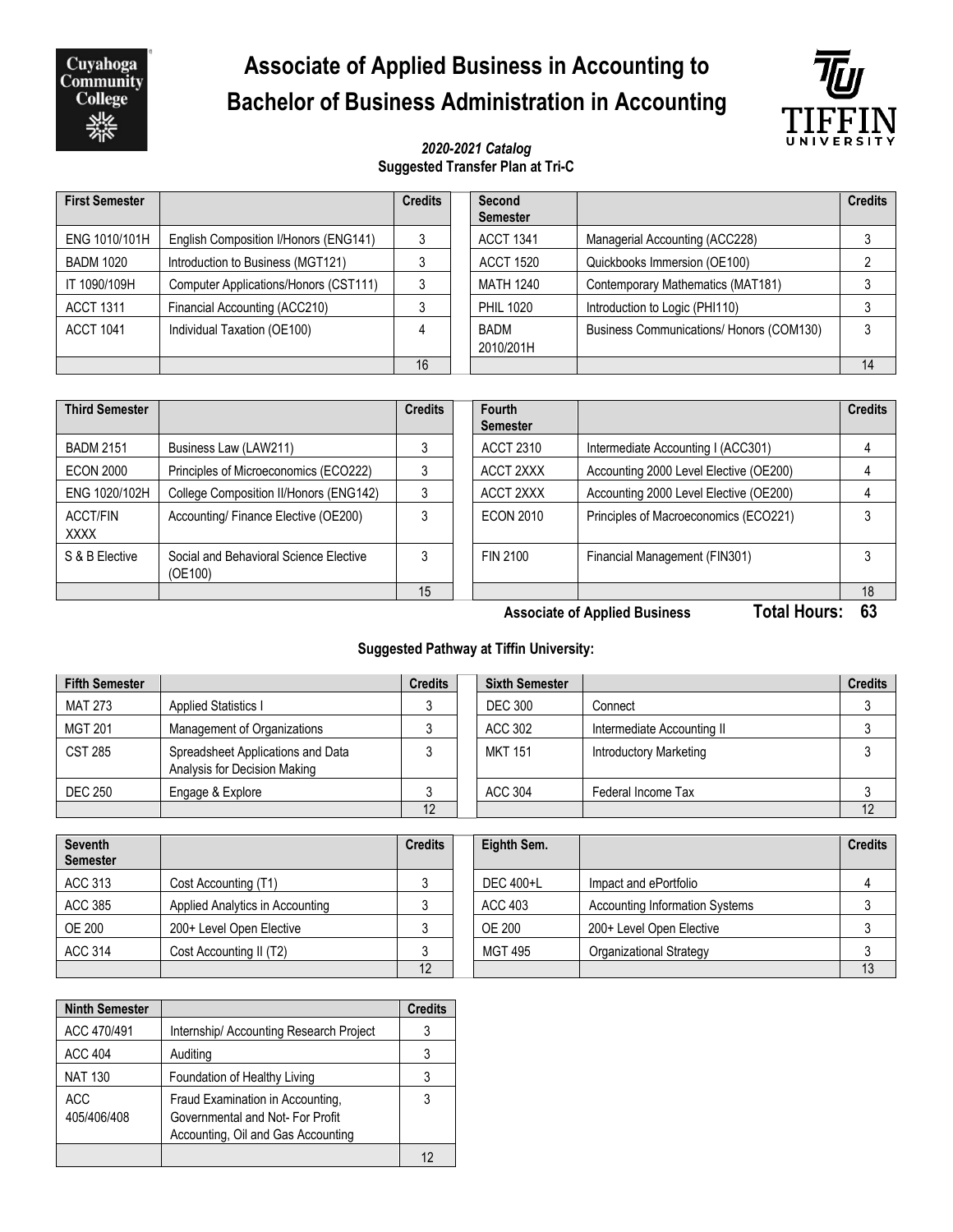# Associate of Applied Business in Accounting to Bachelor of Business Administration in Accounting

***2020-2021 Catalog***

**Suggested Transfer Plan at Tri-C**

| First Semester | | Credits |
|---|---|---|
| ENG 1010/101H | English Composition I/Honors (ENG141) | 3 |
| BADM 1020 | Introduction to Business (MGT121) | 3 |
| IT 1090/109H | Computer Applications/Honors (CST111) | 3 |
| ACCT 1311 | Financial Accounting (ACC210) | 3 |
| ACCT 1041 | Individual Taxation (OE100) | 4 |
| | | 16 |

| Second Semester | | Credits |
|---|---|---|
| ACCT 1341 | Managerial Accounting (ACC228) | 3 |
| ACCT 1520 | Quickbooks Immersion (OE100) | 2 |
| MATH 1240 | Contemporary Mathematics (MAT181) | 3 |
| PHIL 1020 | Introduction to Logic (PHI110) | 3 |
| BADM 2010/201H | Business Communications/ Honors (COM130) | 3 |
| | | 14 |

| Third Semester | | Credits |
|---|---|---|
| BADM 2151 | Business Law (LAW211) | 3 |
| ECON 2000 | Principles of Microeconomics (ECO222) | 3 |
| ENG 1020/102H | College Composition II/Honors (ENG142) | 3 |
| ACCT/FIN XXXX | Accounting/ Finance Elective (OE200) | 3 |
| S & B Elective | Social and Behavioral Science Elective (OE100) | 3 |
| | | 15 |

| Fourth Semester | | Credits |
|---|---|---|
| ACCT 2310 | Intermediate Accounting I (ACC301) | 4 |
| ACCT 2XXX | Accounting 2000 Level Elective (OE200) | 4 |
| ACCT 2XXX | Accounting 2000 Level Elective (OE200) | 4 |
| ECON 2010 | Principles of Macroeconomics (ECO221) | 3 |
| FIN 2100 | Financial Management (FIN301) | 3 |
| | | 18 |

**Associate of Applied Business** **Total Hours: 63**

**Suggested Pathway at Tiffin University:**

| Fifth Semester | | Credits |
|---|---|---|
| MAT 273 | Applied Statistics I | 3 |
| MGT 201 | Management of Organizations | 3 |
| CST 285 | Spreadsheet Applications and Data Analysis for Decision Making | 3 |
| DEC 250 | Engage & Explore | 3 |
| | | 12 |

| Sixth Semester | | Credits |
|---|---|---|
| DEC 300 | Connect | 3 |
| ACC 302 | Intermediate Accounting II | 3 |
| MKT 151 | Introductory Marketing | 3 |
| ACC 304 | Federal Income Tax | 3 |
| | | 12 |

| Seventh Semester | | Credits |
|---|---|---|
| ACC 313 | Cost Accounting (T1) | 3 |
| ACC 385 | Applied Analytics in Accounting | 3 |
| OE 200 | 200+ Level Open Elective | 3 |
| ACC 314 | Cost Accounting II (T2) | 3 |
| | | 12 |

| Eighth Sem. | | Credits |
|---|---|---|
| DEC 400+L | Impact and ePortfolio | 4 |
| ACC 403 | Accounting Information Systems | 3 |
| OE 200 | 200+ Level Open Elective | 3 |
| MGT 495 | Organizational Strategy | 3 |
| | | 13 |

| Ninth Semester | | Credits |
|---|---|---|
| ACC 470/491 | Internship/ Accounting Research Project | 3 |
| ACC 404 | Auditing | 3 |
| NAT 130 | Foundation of Healthy Living | 3 |
| ACC 405/406/408 | Fraud Examination in Accounting, Governmental and Not- For Profit Accounting, Oil and Gas Accounting | 3 |
| | | 12 |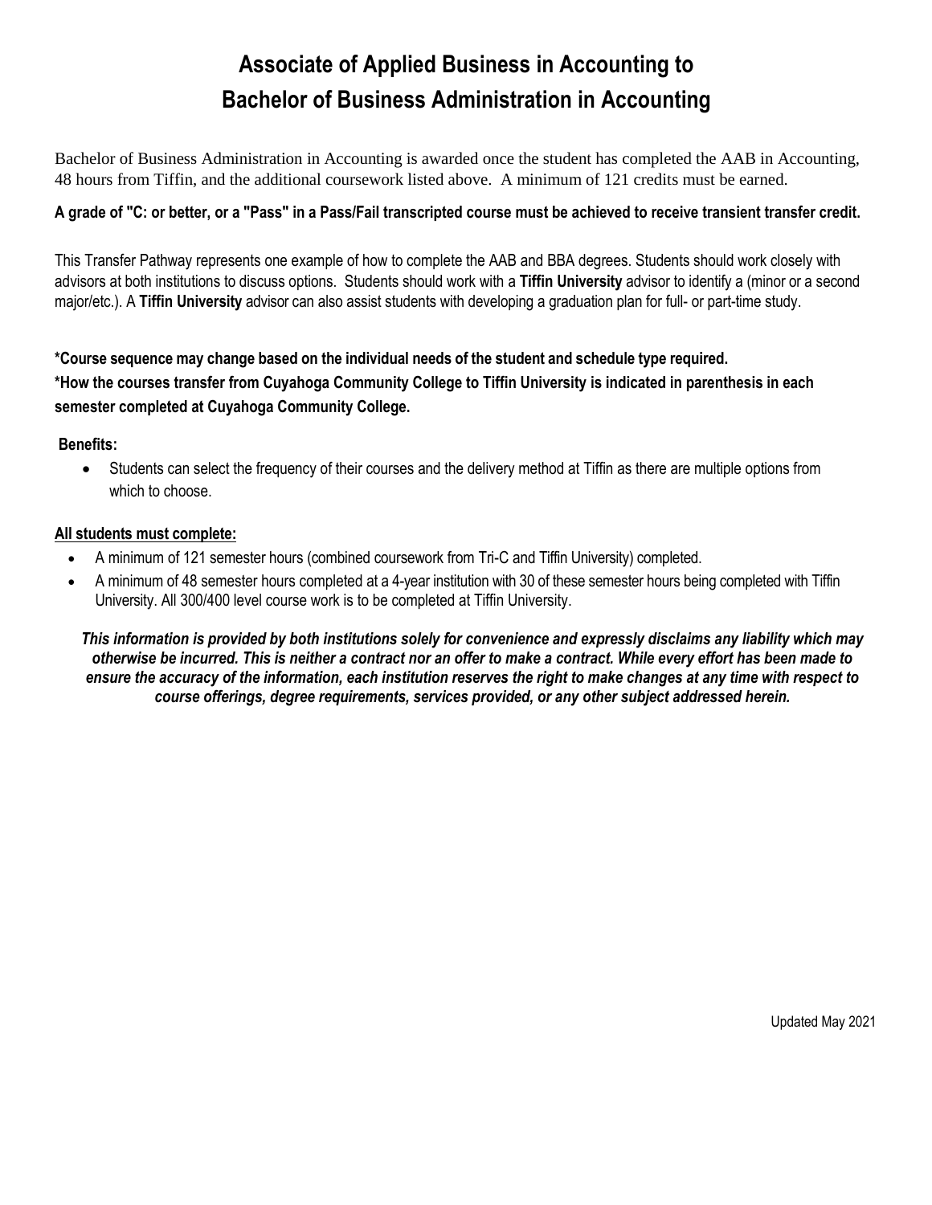# Associate of Applied Business in Accounting to Bachelor of Business Administration in Accounting

Bachelor of Business Administration in Accounting is awarded once the student has completed the AAB in Accounting, 48 hours from Tiffin, and the additional coursework listed above. A minimum of 121 credits must be earned.

**A grade of "C: or better, or a "Pass" in a Pass/Fail transcripted course must be achieved to receive transient transfer credit.**

This Transfer Pathway represents one example of how to complete the AAB and BBA degrees. Students should work closely with advisors at both institutions to discuss options. Students should work with a **Tiffin University** advisor to identify a (minor or a second major/etc.). A **Tiffin University** advisor can also assist students with developing a graduation plan for full- or part-time study.

**\*Course sequence may change based on the individual needs of the student and schedule type required.**
**\*How the courses transfer from Cuyahoga Community College to Tiffin University is indicated in parenthesis in each semester completed at Cuyahoga Community College.**

**Benefits:**

- Students can select the frequency of their courses and the delivery method at Tiffin as there are multiple options from which to choose.

**All students must complete:**

- A minimum of 121 semester hours (combined coursework from Tri-C and Tiffin University) completed.
- A minimum of 48 semester hours completed at a 4-year institution with 30 of these semester hours being completed with Tiffin University. All 300/400 level course work is to be completed at Tiffin University.

***This information is provided by both institutions solely for convenience and expressly disclaims any liability which may otherwise be incurred. This is neither a contract nor an offer to make a contract. While every effort has been made to ensure the accuracy of the information, each institution reserves the right to make changes at any time with respect to course offerings, degree requirements, services provided, or any other subject addressed herein.***

Updated May 2021